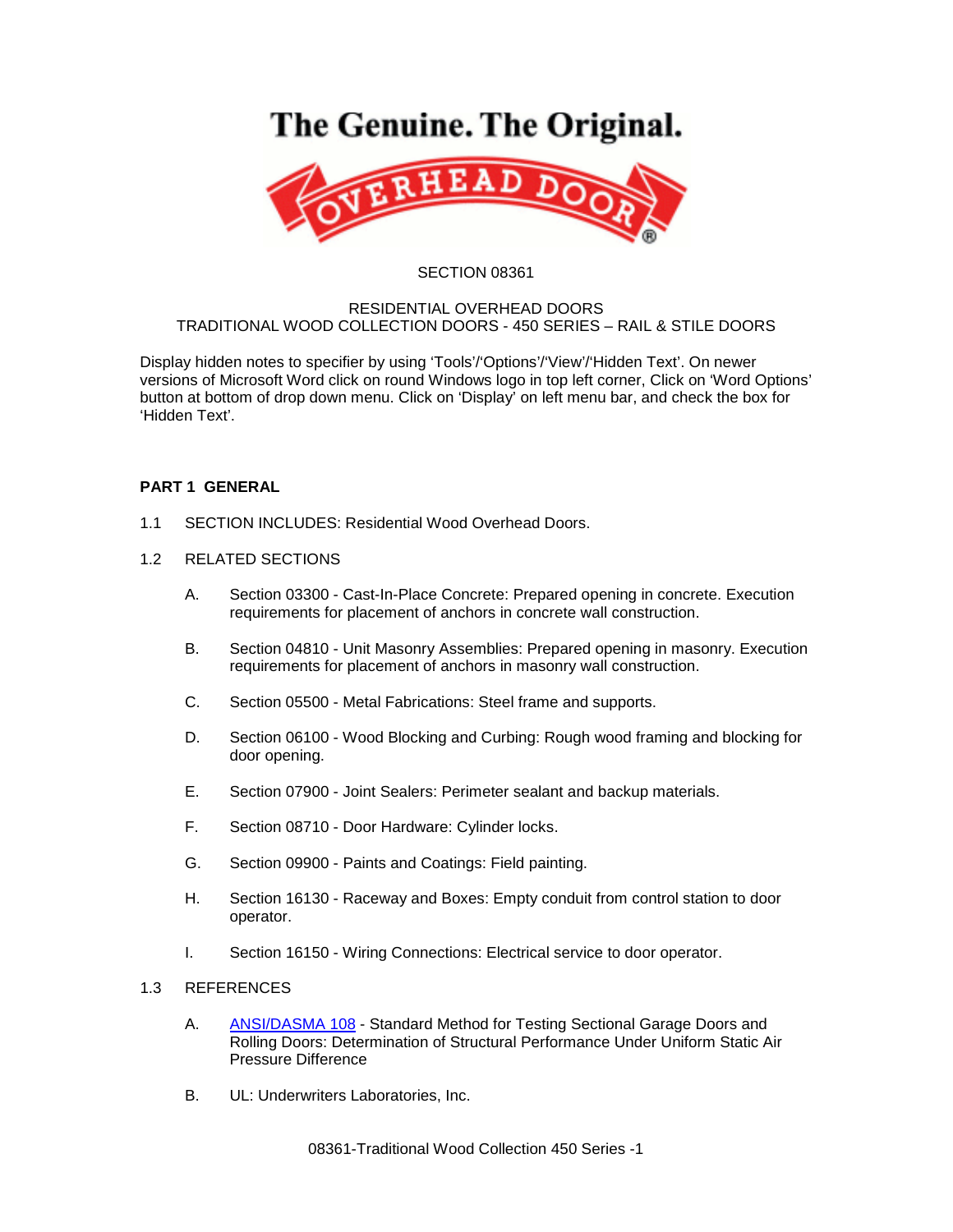The Genuine. The Original.

OVERHEAD DOOR®

SECTION 08361

RESIDENTIAL OVERHEAD DOORS
TRADITIONAL WOOD COLLECTION DOORS - 450 SERIES – RAIL & STILE DOORS

Display hidden notes to specifier by using 'Tools'/'Options'/'View'/'Hidden Text'. On newer versions of Microsoft Word click on round Windows logo in top left corner, Click on 'Word Options' button at bottom of drop down menu. Click on 'Display' on left menu bar, and check the box for 'Hidden Text'.

## PART 1 GENERAL

1.1 SECTION INCLUDES: Residential Wood Overhead Doors.

1.2 RELATED SECTIONS

A. Section 03300 - Cast-In-Place Concrete: Prepared opening in concrete. Execution requirements for placement of anchors in concrete wall construction.

B. Section 04810 - Unit Masonry Assemblies: Prepared opening in masonry. Execution requirements for placement of anchors in masonry wall construction.

C. Section 05500 - Metal Fabrications: Steel frame and supports.

D. Section 06100 - Wood Blocking and Curbing: Rough wood framing and blocking for door opening.

E. Section 07900 - Joint Sealers: Perimeter sealant and backup materials.

F. Section 08710 - Door Hardware: Cylinder locks.

G. Section 09900 - Paints and Coatings: Field painting.

H. Section 16130 - Raceway and Boxes: Empty conduit from control station to door operator.

I. Section 16150 - Wiring Connections: Electrical service to door operator.

1.3 REFERENCES

A. ANSI/DASMA 108 - Standard Method for Testing Sectional Garage Doors and Rolling Doors: Determination of Structural Performance Under Uniform Static Air Pressure Difference

B. UL: Underwriters Laboratories, Inc.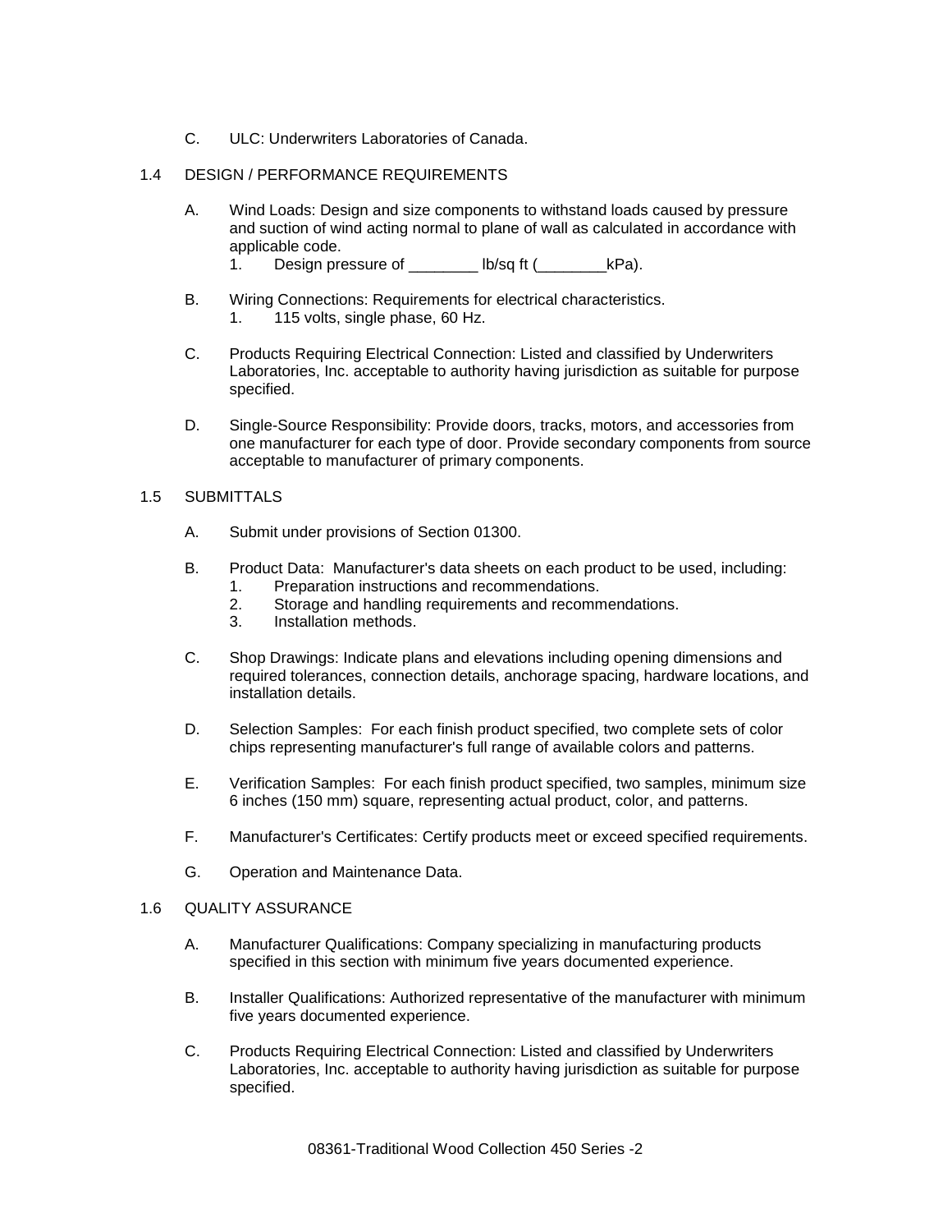C. ULC: Underwriters Laboratories of Canada.

## 1.4 DESIGN / PERFORMANCE REQUIREMENTS

A. Wind Loads: Design and size components to withstand loads caused by pressure and suction of wind acting normal to plane of wall as calculated in accordance with applicable code.
   1. Design pressure of ________ lb/sq ft (________kPa).

B. Wiring Connections: Requirements for electrical characteristics.
   1. 115 volts, single phase, 60 Hz.

C. Products Requiring Electrical Connection: Listed and classified by Underwriters Laboratories, Inc. acceptable to authority having jurisdiction as suitable for purpose specified.

D. Single-Source Responsibility: Provide doors, tracks, motors, and accessories from one manufacturer for each type of door. Provide secondary components from source acceptable to manufacturer of primary components.

## 1.5 SUBMITTALS

A. Submit under provisions of Section 01300.

B. Product Data: Manufacturer's data sheets on each product to be used, including:
   1. Preparation instructions and recommendations.
   2. Storage and handling requirements and recommendations.
   3. Installation methods.

C. Shop Drawings: Indicate plans and elevations including opening dimensions and required tolerances, connection details, anchorage spacing, hardware locations, and installation details.

D. Selection Samples: For each finish product specified, two complete sets of color chips representing manufacturer's full range of available colors and patterns.

E. Verification Samples: For each finish product specified, two samples, minimum size 6 inches (150 mm) square, representing actual product, color, and patterns.

F. Manufacturer's Certificates: Certify products meet or exceed specified requirements.

G. Operation and Maintenance Data.

## 1.6 QUALITY ASSURANCE

A. Manufacturer Qualifications: Company specializing in manufacturing products specified in this section with minimum five years documented experience.

B. Installer Qualifications: Authorized representative of the manufacturer with minimum five years documented experience.

C. Products Requiring Electrical Connection: Listed and classified by Underwriters Laboratories, Inc. acceptable to authority having jurisdiction as suitable for purpose specified.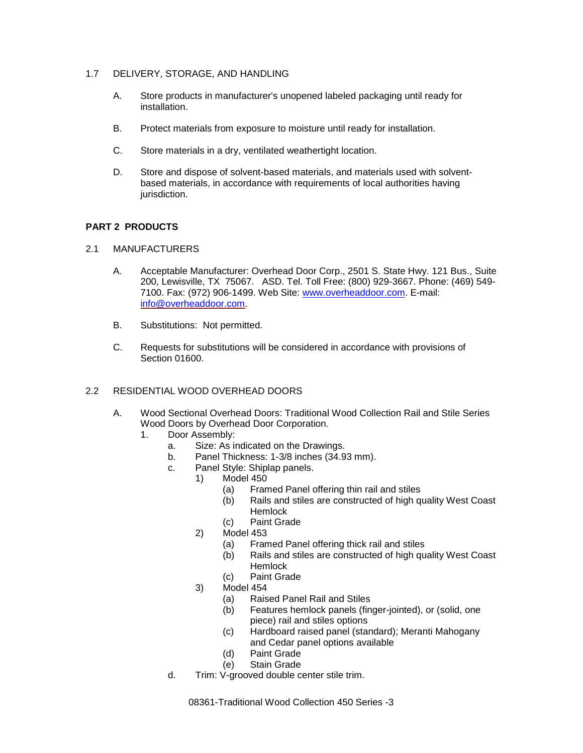1.7 DELIVERY, STORAGE, AND HANDLING

A. Store products in manufacturer's unopened labeled packaging until ready for installation.

B. Protect materials from exposure to moisture until ready for installation.

C. Store materials in a dry, ventilated weathertight location.

D. Store and dispose of solvent-based materials, and materials used with solvent-based materials, in accordance with requirements of local authorities having jurisdiction.

## PART 2 PRODUCTS

2.1 MANUFACTURERS

A. Acceptable Manufacturer: Overhead Door Corp., 2501 S. State Hwy. 121 Bus., Suite 200, Lewisville, TX 75067. ASD. Tel. Toll Free: (800) 929-3667. Phone: (469) 549-7100. Fax: (972) 906-1499. Web Site: [www.overheaddoor.com](http://www.overheaddoor.com). E-mail: [info@overheaddoor.com](mailto:info@overheaddoor.com).

B. Substitutions: Not permitted.

C. Requests for substitutions will be considered in accordance with provisions of Section 01600.

2.2 RESIDENTIAL WOOD OVERHEAD DOORS

A. Wood Sectional Overhead Doors: Traditional Wood Collection Rail and Stile Series Wood Doors by Overhead Door Corporation.
   1. Door Assembly:
      a. Size: As indicated on the Drawings.
      b. Panel Thickness: 1-3/8 inches (34.93 mm).
      c. Panel Style: Shiplap panels.
         1) Model 450
            (a) Framed Panel offering thin rail and stiles
            (b) Rails and stiles are constructed of high quality West Coast Hemlock
            (c) Paint Grade
         2) Model 453
            (a) Framed Panel offering thick rail and stiles
            (b) Rails and stiles are constructed of high quality West Coast Hemlock
            (c) Paint Grade
         3) Model 454
            (a) Raised Panel Rail and Stiles
            (b) Features hemlock panels (finger-jointed), or (solid, one piece) rail and stiles options
            (c) Hardboard raised panel (standard); Meranti Mahogany and Cedar panel options available
            (d) Paint Grade
            (e) Stain Grade
      d. Trim: V-grooved double center stile trim.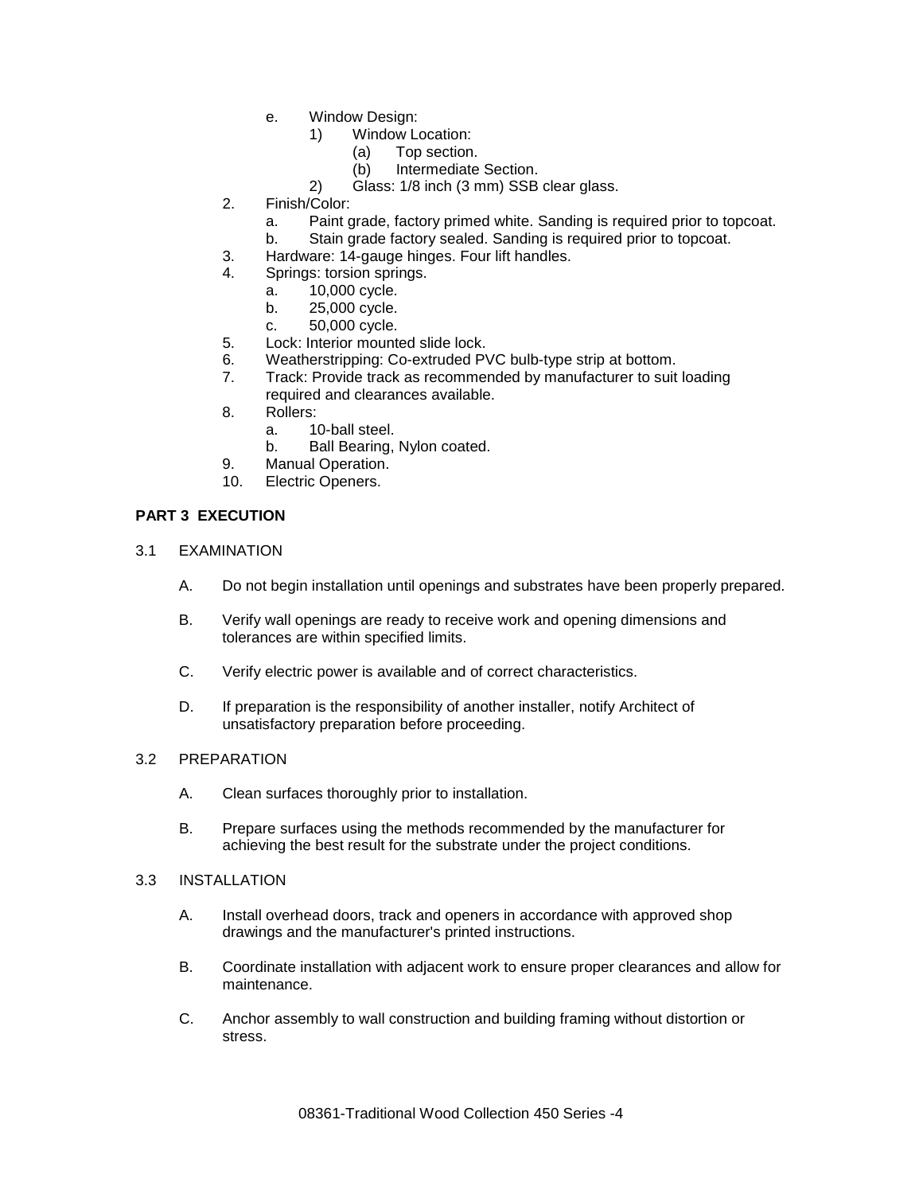e. Window Design:
   1) Window Location:
      (a) Top section.
      (b) Intermediate Section.
   2) Glass: 1/8 inch (3 mm) SSB clear glass.

2. Finish/Color:
   a. Paint grade, factory primed white. Sanding is required prior to topcoat.
   b. Stain grade factory sealed. Sanding is required prior to topcoat.
3. Hardware: 14-gauge hinges. Four lift handles.
4. Springs: torsion springs.
   a. 10,000 cycle.
   b. 25,000 cycle.
   c. 50,000 cycle.
5. Lock: Interior mounted slide lock.
6. Weatherstripping: Co-extruded PVC bulb-type strip at bottom.
7. Track: Provide track as recommended by manufacturer to suit loading required and clearances available.
8. Rollers:
   a. 10-ball steel.
   b. Ball Bearing, Nylon coated.
9. Manual Operation.
10. Electric Openers.

## PART 3 EXECUTION

### 3.1 EXAMINATION

A. Do not begin installation until openings and substrates have been properly prepared.

B. Verify wall openings are ready to receive work and opening dimensions and tolerances are within specified limits.

C. Verify electric power is available and of correct characteristics.

D. If preparation is the responsibility of another installer, notify Architect of unsatisfactory preparation before proceeding.

### 3.2 PREPARATION

A. Clean surfaces thoroughly prior to installation.

B. Prepare surfaces using the methods recommended by the manufacturer for achieving the best result for the substrate under the project conditions.

### 3.3 INSTALLATION

A. Install overhead doors, track and openers in accordance with approved shop drawings and the manufacturer's printed instructions.

B. Coordinate installation with adjacent work to ensure proper clearances and allow for maintenance.

C. Anchor assembly to wall construction and building framing without distortion or stress.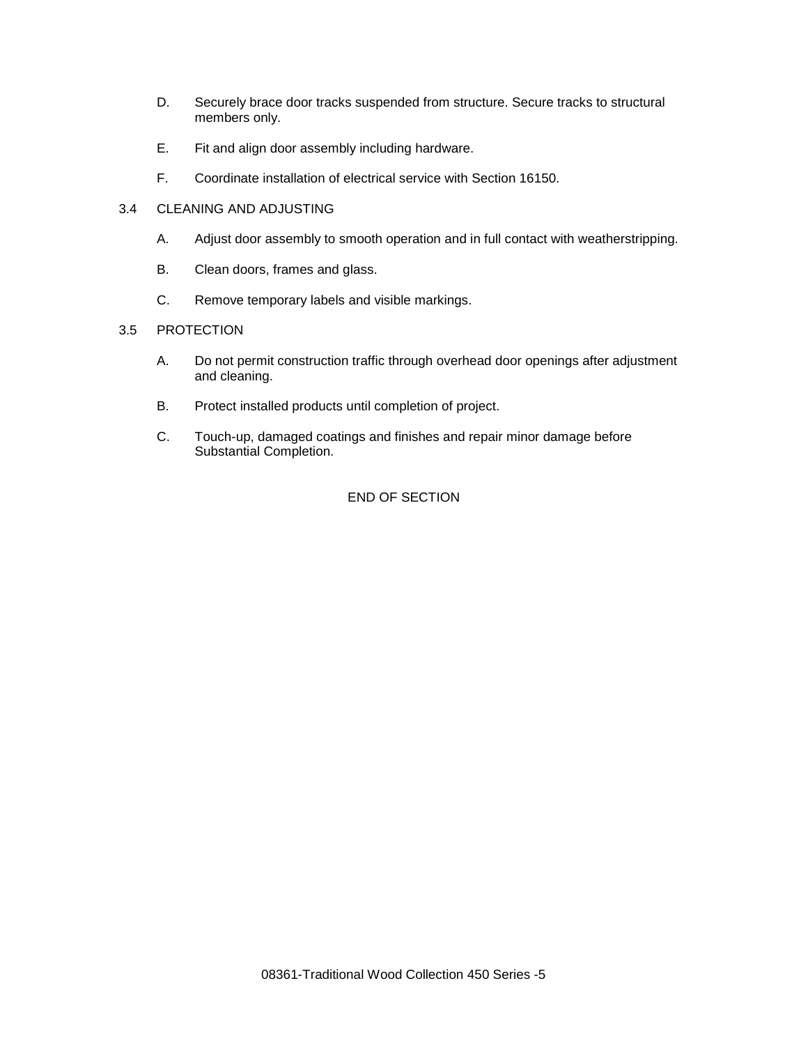D. Securely brace door tracks suspended from structure. Secure tracks to structural members only.

E. Fit and align door assembly including hardware.

F. Coordinate installation of electrical service with Section 16150.

## 3.4 CLEANING AND ADJUSTING

A. Adjust door assembly to smooth operation and in full contact with weatherstripping.

B. Clean doors, frames and glass.

C. Remove temporary labels and visible markings.

## 3.5 PROTECTION

A. Do not permit construction traffic through overhead door openings after adjustment and cleaning.

B. Protect installed products until completion of project.

C. Touch-up, damaged coatings and finishes and repair minor damage before Substantial Completion.

END OF SECTION